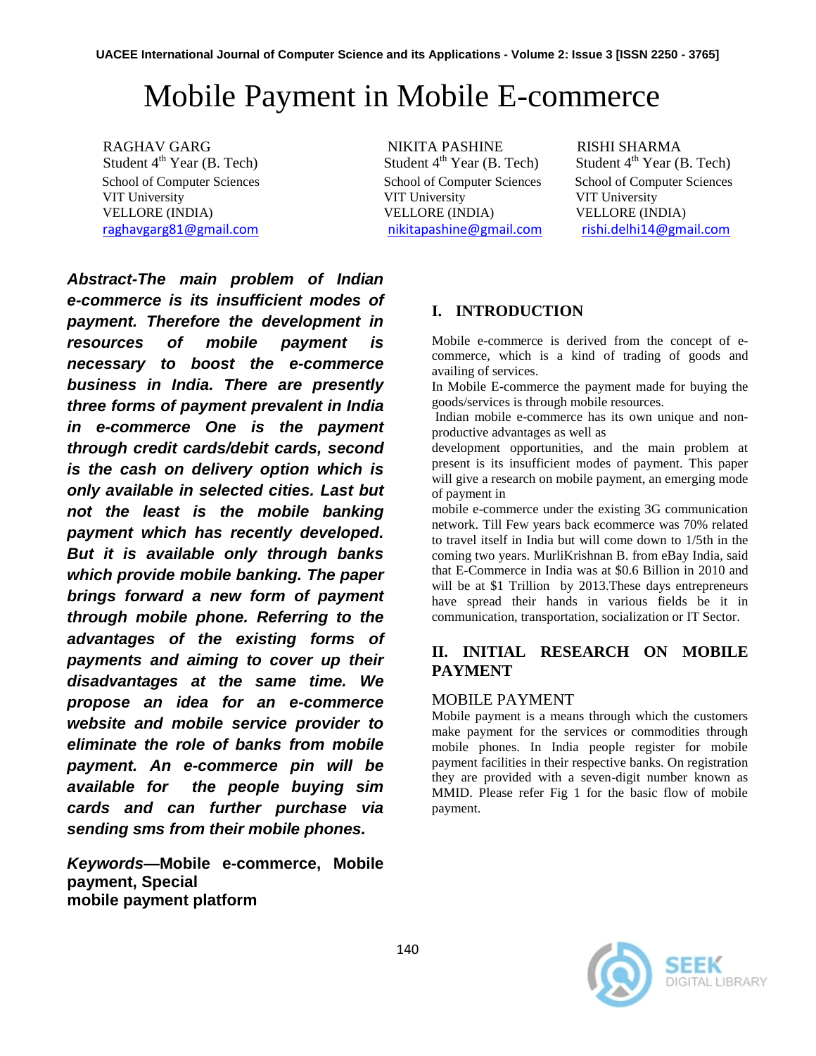# Mobile Payment in Mobile E-commerce

RAGHAV GARG
Student 4th Year (B. Tech)
School of Computer Sciences
VIT University
VELLORE (INDIA)
raghavgarg81@gmail.com

NIKITA PASHINE
Student 4th Year (B. Tech)
School of Computer Sciences
VIT University
VELLORE (INDIA)
nikitapashine@gmail.com

RISHI SHARMA
Student 4th Year (B. Tech)
School of Computer Sciences
VIT University
VELLORE (INDIA)
rishi.delhi14@gmail.com

***Abstract-The main problem of Indian e-commerce is its insufficient modes of payment. Therefore the development in resources of mobile payment is necessary to boost the e-commerce business in India. There are presently three forms of payment prevalent in India in e-commerce One is the payment through credit cards/debit cards, second is the cash on delivery option which is only available in selected cities. Last but not the least is the mobile banking payment which has recently developed. But it is available only through banks which provide mobile banking. The paper brings forward a new form of payment through mobile phone. Referring to the advantages of the existing forms of payments and aiming to cover up their disadvantages at the same time. We propose an idea for an e-commerce website and mobile service provider to eliminate the role of banks from mobile payment. An e-commerce pin will be available for the people buying sim cards and can further purchase via sending sms from their mobile phones.***

***Keywords*—Mobile e-commerce, Mobile payment, Special mobile payment platform**

## I. INTRODUCTION

Mobile e-commerce is derived from the concept of e-commerce, which is a kind of trading of goods and availing of services.

In Mobile E-commerce the payment made for buying the goods/services is through mobile resources.

Indian mobile e-commerce has its own unique and non-productive advantages as well as development opportunities, and the main problem at present is its insufficient modes of payment. This paper will give a research on mobile payment, an emerging mode of payment in mobile e-commerce under the existing 3G communication network. Till Few years back ecommerce was 70% related to travel itself in India but will come down to 1/5th in the coming two years. MurliKrishnan B. from eBay India, said that E-Commerce in India was at $0.6 Billion in 2010 and will be at $1 Trillion by 2013.These days entrepreneurs have spread their hands in various fields be it in communication, transportation, socialization or IT Sector.

## II. INITIAL RESEARCH ON MOBILE PAYMENT

### MOBILE PAYMENT

Mobile payment is a means through which the customers make payment for the services or commodities through mobile phones. In India people register for mobile payment facilities in their respective banks. On registration they are provided with a seven-digit number known as MMID. Please refer Fig 1 for the basic flow of mobile payment.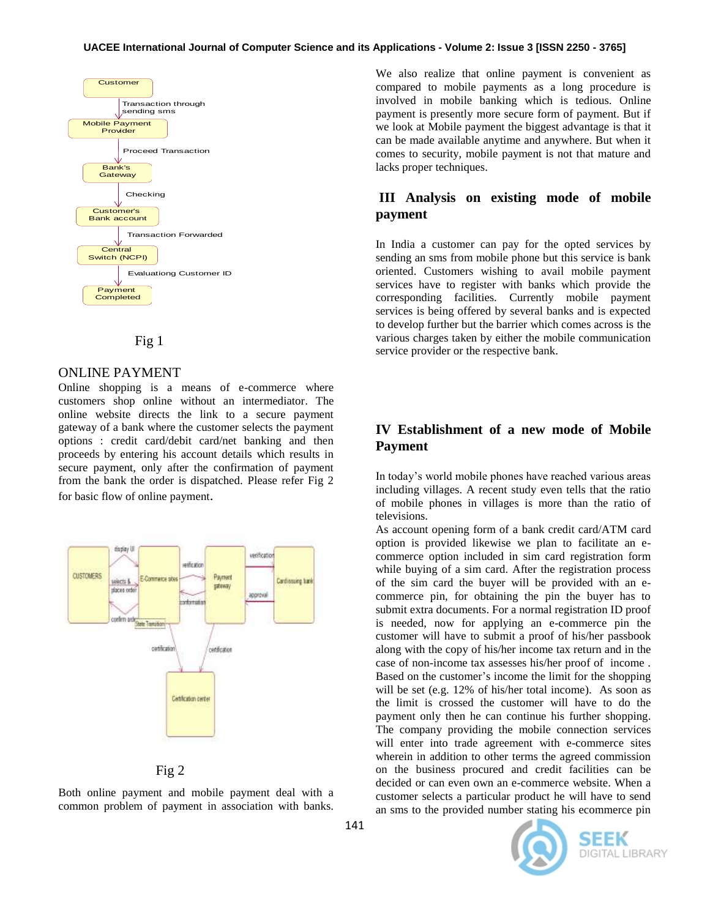Fig 1

## ONLINE PAYMENT

Online shopping is a means of e-commerce where customers shop online without an intermediator. The online website directs the link to a secure payment gateway of a bank where the customer selects the payment options : credit card/debit card/net banking and then proceeds by entering his account details which results in secure payment, only after the confirmation of payment from the bank the order is dispatched. Please refer Fig 2 for basic flow of online payment.

Fig 2

Both online payment and mobile payment deal with a common problem of payment in association with banks. We also realize that online payment is convenient as compared to mobile payments as a long procedure is involved in mobile banking which is tedious. Online payment is presently more secure form of payment. But if we look at Mobile payment the biggest advantage is that it can be made available anytime and anywhere. But when it comes to security, mobile payment is not that mature and lacks proper techniques.

## III Analysis on existing mode of mobile payment

In India a customer can pay for the opted services by sending an sms from mobile phone but this service is bank oriented. Customers wishing to avail mobile payment services have to register with banks which provide the corresponding facilities. Currently mobile payment services is being offered by several banks and is expected to develop further but the barrier which comes across is the various charges taken by either the mobile communication service provider or the respective bank.

## IV Establishment of a new mode of Mobile Payment

In today's world mobile phones have reached various areas including villages. A recent study even tells that the ratio of mobile phones in villages is more than the ratio of televisions.

As account opening form of a bank credit card/ATM card option is provided likewise we plan to facilitate an e-commerce option included in sim card registration form while buying of a sim card. After the registration process of the sim card the buyer will be provided with an e-commerce pin, for obtaining the pin the buyer has to submit extra documents. For a normal registration ID proof is needed, now for applying an e-commerce pin the customer will have to submit a proof of his/her passbook along with the copy of his/her income tax return and in the case of non-income tax assesses his/her proof of income . Based on the customer's income the limit for the shopping will be set (e.g. 12% of his/her total income). As soon as the limit is crossed the customer will have to do the payment only then he can continue his further shopping. The company providing the mobile connection services will enter into trade agreement with e-commerce sites wherein in addition to other terms the agreed commission on the business procured and credit facilities can be decided or can even own an e-commerce website. When a customer selects a particular product he will have to send an sms to the provided number stating his ecommerce pin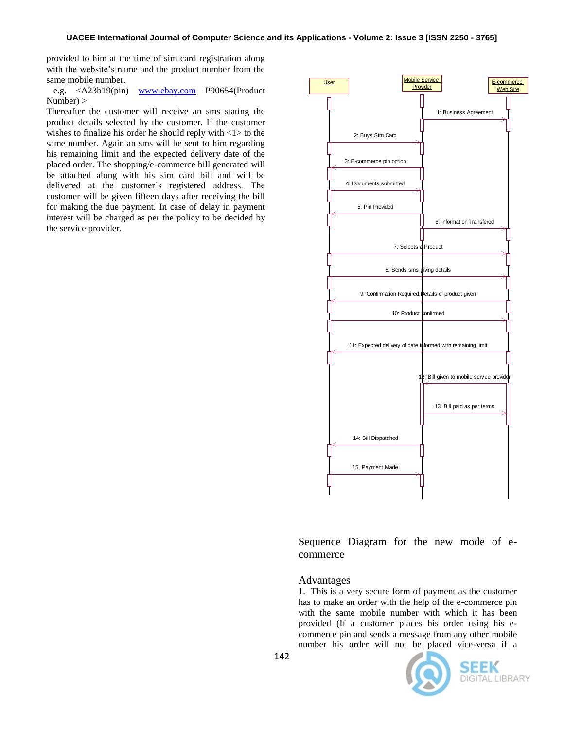provided to him at the time of sim card registration along with the website's name and the product number from the same mobile number.

e.g. <A23b19(pin) www.ebay.com P90654(Product Number) >

Thereafter the customer will receive an sms stating the product details selected by the customer. If the customer wishes to finalize his order he should reply with <1> to the same number. Again an sms will be sent to him regarding his remaining limit and the expected delivery date of the placed order. The shopping/e-commerce bill generated will be attached along with his sim card bill and will be delivered at the customer's registered address. The customer will be given fifteen days after receiving the bill for making the due payment. In case of delay in payment interest will be charged as per the policy to be decided by the service provider.

User | Mobile Service Provider | E-commerce Web Site

1: Business Agreement
2: Buys Sim Card
3: E-commerce pin option
4: Documents submitted
5: Pin Provided
6: Information Transfered
7: Selects a Product
8: Sends sms giving details
9: Confirmation Required,Details of product given
10: Product confirmed
11: Expected delivery of date informed with remaining limit
12: Bill given to mobile service provider
13: Bill paid as per terms
14: Bill Dispatched
15: Payment Made

Sequence Diagram for the new mode of e-commerce

## Advantages

1. This is a very secure form of payment as the customer has to make an order with the help of the e-commerce pin with the same mobile number with which it has been provided (If a customer places his order using his e-commerce pin and sends a message from any other mobile number his order will not be placed vice-versa if a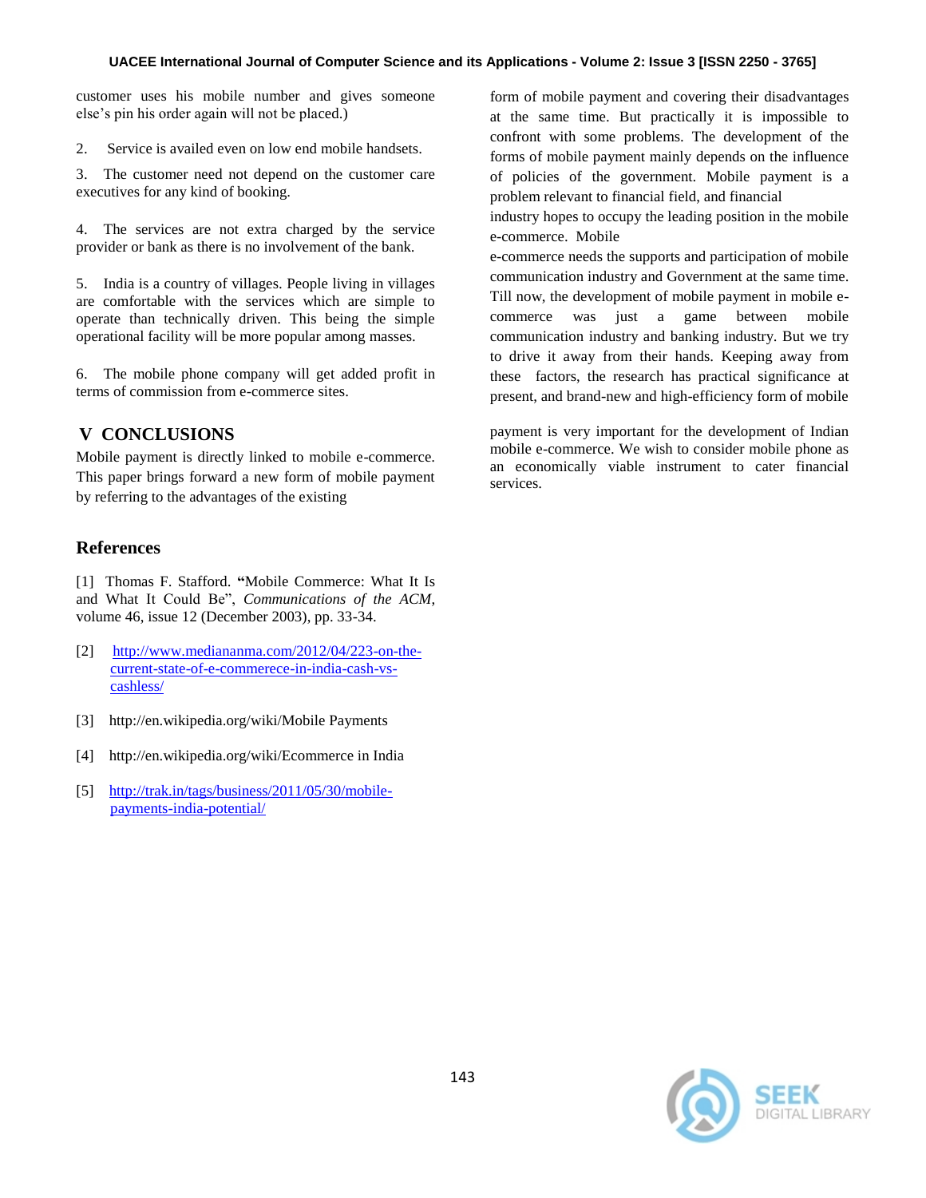customer uses his mobile number and gives someone else's pin his order again will not be placed.)

2. Service is availed even on low end mobile handsets.

3. The customer need not depend on the customer care executives for any kind of booking.

4. The services are not extra charged by the service provider or bank as there is no involvement of the bank.

5. India is a country of villages. People living in villages are comfortable with the services which are simple to operate than technically driven. This being the simple operational facility will be more popular among masses.

6. The mobile phone company will get added profit in terms of commission from e-commerce sites.

## V CONCLUSIONS

Mobile payment is directly linked to mobile e-commerce. This paper brings forward a new form of mobile payment by referring to the advantages of the existing form of mobile payment and covering their disadvantages at the same time. But practically it is impossible to confront with some problems. The development of the forms of mobile payment mainly depends on the influence of policies of the government. Mobile payment is a problem relevant to financial field, and financial industry hopes to occupy the leading position in the mobile e-commerce. Mobile e-commerce needs the supports and participation of mobile communication industry and Government at the same time. Till now, the development of mobile payment in mobile e-commerce was just a game between mobile communication industry and banking industry. But we try to drive it away from their hands. Keeping away from these factors, the research has practical significance at present, and brand-new and high-efficiency form of mobile payment is very important for the development of Indian mobile e-commerce. We wish to consider mobile phone as an economically viable instrument to cater financial services.

## References

[1] Thomas F. Stafford. "Mobile Commerce: What It Is and What It Could Be", *Communications of the ACM*, volume 46, issue 12 (December 2003), pp. 33-34.

[2] http://www.medianama.com/2012/04/223-on-the-current-state-of-e-commerece-in-india-cash-vs-cashless/

[3] http://en.wikipedia.org/wiki/Mobile Payments

[4] http://en.wikipedia.org/wiki/Ecommerce in India

[5] http://trak.in/tags/business/2011/05/30/mobile-payments-india-potential/